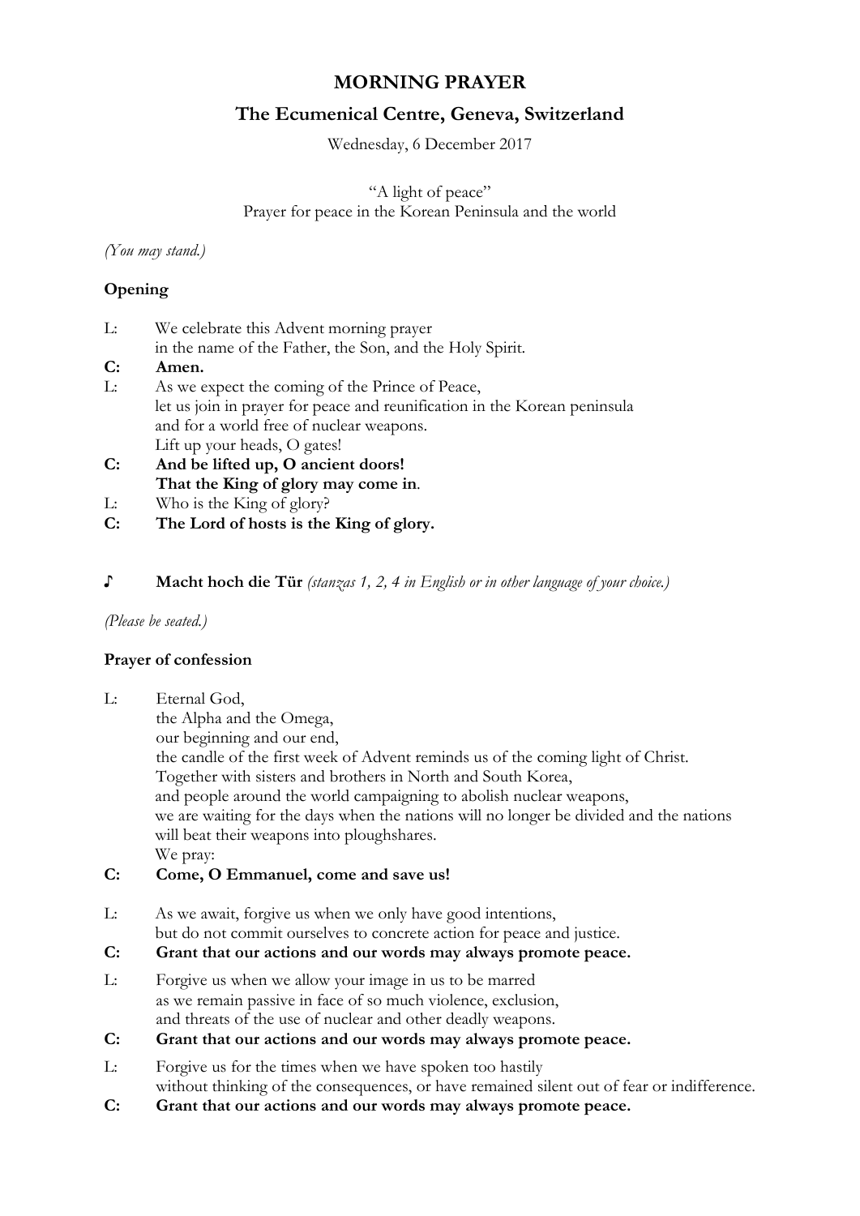# MORNING PRAYER

## The Ecumenical Centre, Geneva, Switzerland

Wednesday, 6 December 2017

"A light of peace"
Prayer for peace in the Korean Peninsula and the world

*(You may stand.)*

**Opening**

L: We celebrate this Advent morning prayer
in the name of the Father, the Son, and the Holy Spirit.

**C: Amen.**

L: As we expect the coming of the Prince of Peace,
let us join in prayer for peace and reunification in the Korean peninsula
and for a world free of nuclear weapons.
Lift up your heads, O gates!

**C: And be lifted up, O ancient doors!**
**That the King of glory may come in.**

L: Who is the King of glory?

**C: The Lord of hosts is the King of glory.**

♪ **Macht hoch die Tür** *(stanzas 1, 2, 4 in English or in other language of your choice.)*

*(Please be seated.)*

**Prayer of confession**

L: Eternal God,
the Alpha and the Omega,
our beginning and our end,
the candle of the first week of Advent reminds us of the coming light of Christ.
Together with sisters and brothers in North and South Korea,
and people around the world campaigning to abolish nuclear weapons,
we are waiting for the days when the nations will no longer be divided and the nations will beat their weapons into ploughshares.
We pray:

**C: Come, O Emmanuel, come and save us!**

L: As we await, forgive us when we only have good intentions,
but do not commit ourselves to concrete action for peace and justice.

**C: Grant that our actions and our words may always promote peace.**

L: Forgive us when we allow your image in us to be marred
as we remain passive in face of so much violence, exclusion,
and threats of the use of nuclear and other deadly weapons.

**C: Grant that our actions and our words may always promote peace.**

L: Forgive us for the times when we have spoken too hastily
without thinking of the consequences, or have remained silent out of fear or indifference.

**C: Grant that our actions and our words may always promote peace.**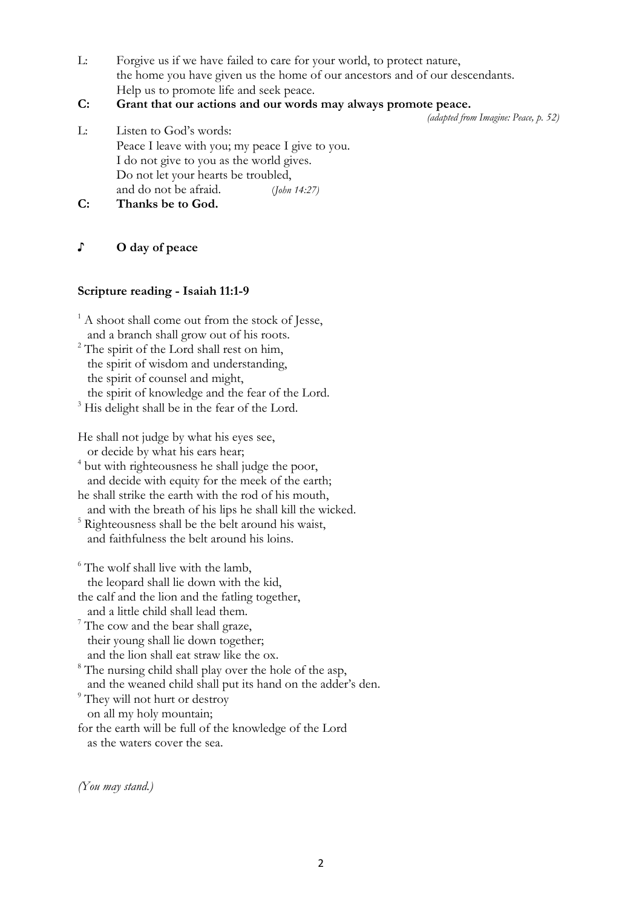L: Forgive us if we have failed to care for your world, to protect nature,
the home you have given us the home of our ancestors and of our descendants.
Help us to promote life and seek peace.

**C: Grant that our actions and our words may always promote peace.**

*(adapted from Imagine: Peace, p. 52)*

L: Listen to God's words:
Peace I leave with you; my peace I give to you.
I do not give to you as the world gives.
Do not let your hearts be troubled,
and do not be afraid. *(John 14:27)*

**C: Thanks be to God.**

♪ **O day of peace**

**Scripture reading - Isaiah 11:1-9**

[1] A shoot shall come out from the stock of Jesse,
and a branch shall grow out of his roots.
[2] The spirit of the Lord shall rest on him,
the spirit of wisdom and understanding,
the spirit of counsel and might,
the spirit of knowledge and the fear of the Lord.
[3] His delight shall be in the fear of the Lord.

He shall not judge by what his eyes see,
or decide by what his ears hear;
[4] but with righteousness he shall judge the poor,
and decide with equity for the meek of the earth;
he shall strike the earth with the rod of his mouth,
and with the breath of his lips he shall kill the wicked.
[5] Righteousness shall be the belt around his waist,
and faithfulness the belt around his loins.

[6] The wolf shall live with the lamb,
the leopard shall lie down with the kid,
the calf and the lion and the fatling together,
and a little child shall lead them.
[7] The cow and the bear shall graze,
their young shall lie down together;
and the lion shall eat straw like the ox.
[8] The nursing child shall play over the hole of the asp,
and the weaned child shall put its hand on the adder's den.
[9] They will not hurt or destroy
on all my holy mountain;
for the earth will be full of the knowledge of the Lord
as the waters cover the sea.

*(You may stand.)*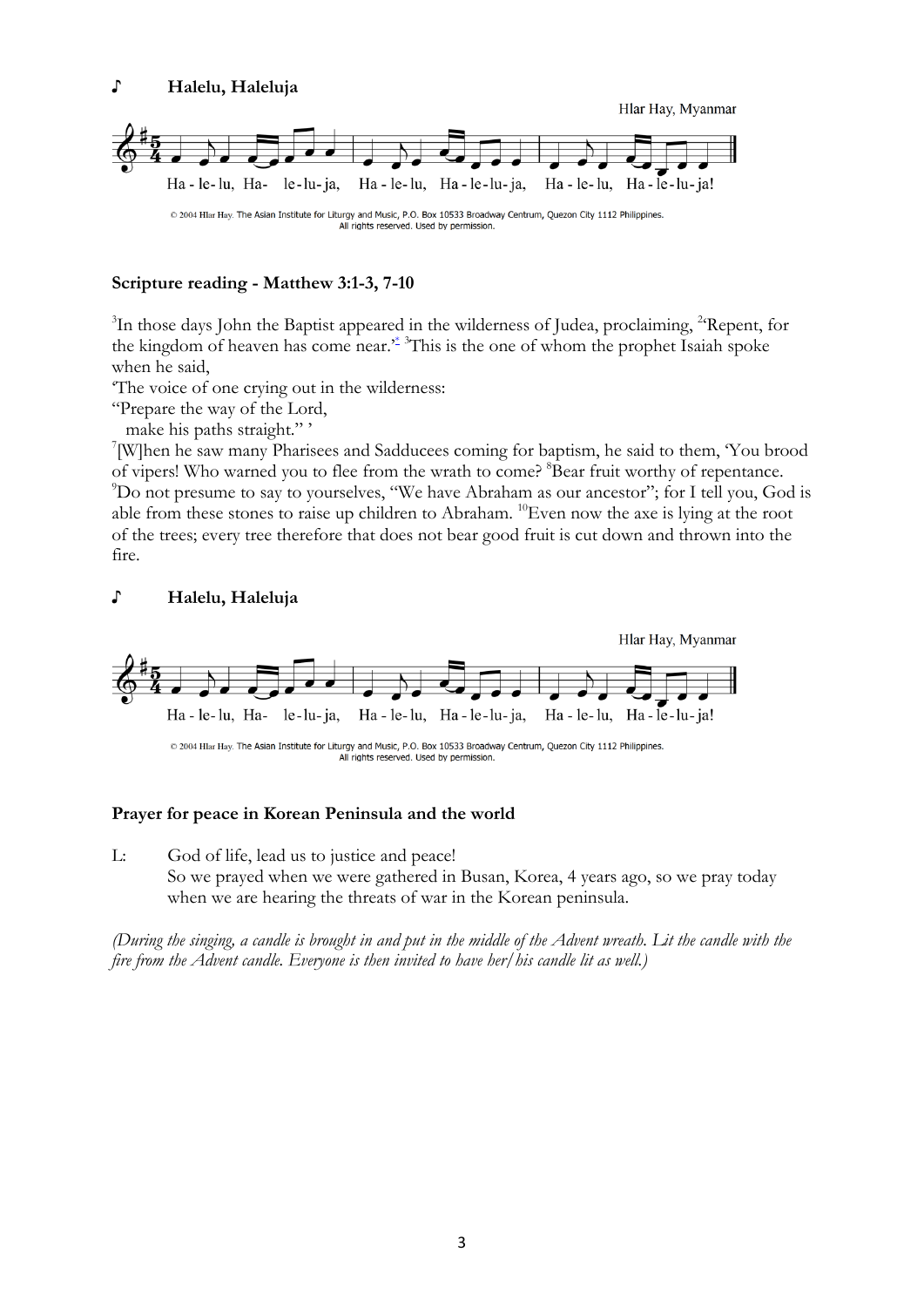♪ **Halelu, Haleluja**

Hlar Hay, Myanmar

Ha - le- lu, Ha- le-lu-ja, Ha - le-lu, Ha - le-lu-ja, Ha - le- lu, Ha - le-lu-ja!

© 2004 Hlar Hay. The Asian Institute for Liturgy and Music, P.O. Box 10533 Broadway Centrum, Quezon City 1112 Philippines. All rights reserved. Used by permission.

**Scripture reading - Matthew 3:1-3, 7-10**

[3]In those days John the Baptist appeared in the wilderness of Judea, proclaiming, [2]'Repent, for the kingdom of heaven has come near.'* [3]This is the one of whom the prophet Isaiah spoke when he said,
'The voice of one crying out in the wilderness:
"Prepare the way of the Lord,
make his paths straight." '
[7][W]hen he saw many Pharisees and Sadducees coming for baptism, he said to them, 'You brood of vipers! Who warned you to flee from the wrath to come? [8]Bear fruit worthy of repentance. [9]Do not presume to say to yourselves, "We have Abraham as our ancestor"; for I tell you, God is able from these stones to raise up children to Abraham. [10]Even now the axe is lying at the root of the trees; every tree therefore that does not bear good fruit is cut down and thrown into the fire.

♪ **Halelu, Haleluja**

Hlar Hay, Myanmar

Ha - le- lu, Ha- le-lu-ja, Ha - le-lu, Ha - le-lu-ja, Ha - le- lu, Ha - le-lu-ja!

© 2004 Hlar Hay. The Asian Institute for Liturgy and Music, P.O. Box 10533 Broadway Centrum, Quezon City 1112 Philippines. All rights reserved. Used by permission.

**Prayer for peace in Korean Peninsula and the world**

L: God of life, lead us to justice and peace!
So we prayed when we were gathered in Busan, Korea, 4 years ago, so we pray today when we are hearing the threats of war in the Korean peninsula.

*(During the singing, a candle is brought in and put in the middle of the Advent wreath. Lit the candle with the fire from the Advent candle. Everyone is then invited to have her/his candle lit as well.)*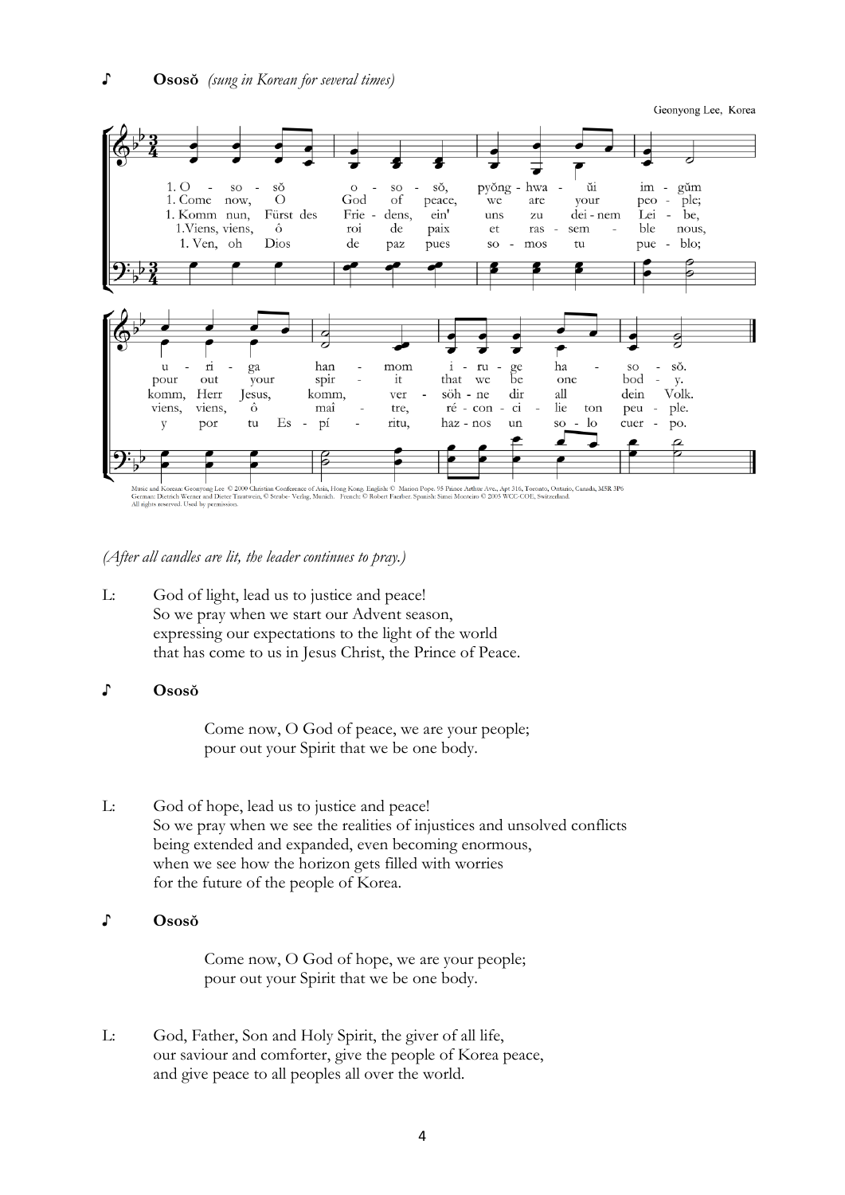♪ **Ososŏ** *(sung in Korean for several times)*

Geonyong Lee, Korea

1. O - so - sŏ o - so - sŏ, pyŏng - hwa - ŭi im - gŭm u - ri - ga han - mom i - ru - ge ha - so - sŏ.

1. Come now, O God of peace, we are your peo - ple; pour out your spir - it that we be one bod - y.

1. Komm nun, Fürst des Frie - dens, ein' uns zu dei - nem Lei - be, komm, Herr Jesus, komm, ver - söh - ne dir all dein Volk.

1. Viens, viens, ô roi de paix et ras - sem - ble nous, viens, viens, ô mai - tre, ré - con - ci - lie ton peu - ple.

1. Ven, oh Dios de paz pues so - mos tu pue - blo; y por tu Es - pí - ritu, haz - nos un so - lo cuer - po.

Music and Korean: Geonyong Lee © 2000 Christian Conference of Asia, Hong Kong. English: © Marion Pope. 95 Prince Arthur Ave., Apt 316, Toronto, Ontario, Canada, M5R 3P6
German: Dietrich Werner and Dieter Trautwein, © Strube- Verlag, Munich. French: © Robert Faerber. Spanish: Simei Monteiro © 2005 WCC-COE, Switzerland.
All rights reserved. Used by permission.

*(After all candles are lit, the leader continues to pray.)*

L: God of light, lead us to justice and peace!
So we pray when we start our Advent season,
expressing our expectations to the light of the world
that has come to us in Jesus Christ, the Prince of Peace.

♪ **Ososŏ**

Come now, O God of peace, we are your people;
pour out your Spirit that we be one body.

L: God of hope, lead us to justice and peace!
So we pray when we see the realities of injustices and unsolved conflicts
being extended and expanded, even becoming enormous,
when we see how the horizon gets filled with worries
for the future of the people of Korea.

♪ **Ososŏ**

Come now, O God of hope, we are your people;
pour out your Spirit that we be one body.

L: God, Father, Son and Holy Spirit, the giver of all life,
our saviour and comforter, give the people of Korea peace,
and give peace to all peoples all over the world.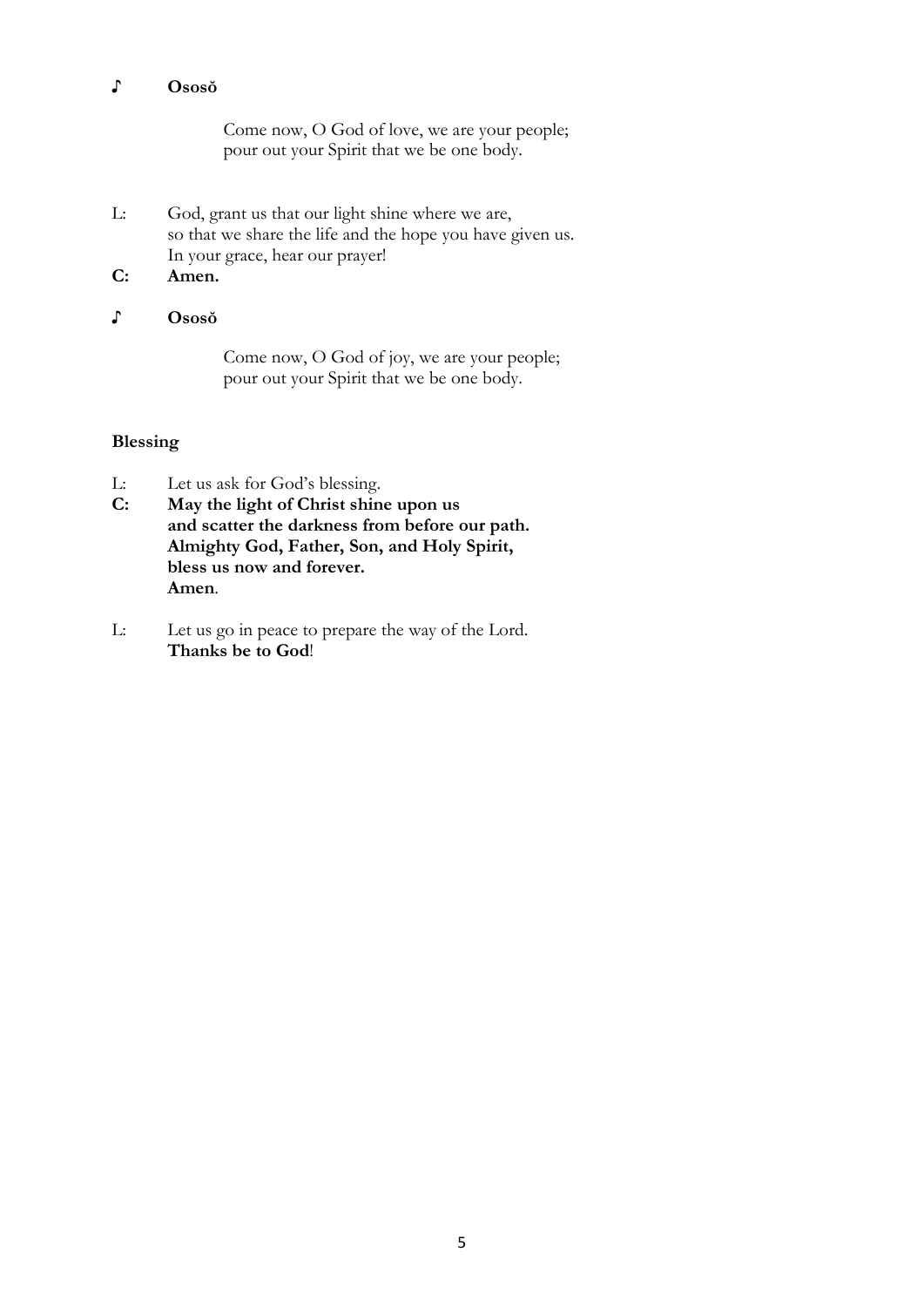♪ **Ososŏ**

Come now, O God of love, we are your people;
pour out your Spirit that we be one body.

L: God, grant us that our light shine where we are,
so that we share the life and the hope you have given us.
In your grace, hear our prayer!

**C: Amen.**

♪ **Ososŏ**

Come now, O God of joy, we are your people;
pour out your Spirit that we be one body.

**Blessing**

L: Let us ask for God's blessing.

**C: May the light of Christ shine upon us**
**and scatter the darkness from before our path.**
**Almighty God, Father, Son, and Holy Spirit,**
**bless us now and forever.**
**Amen**.

L: Let us go in peace to prepare the way of the Lord.
**Thanks be to God**!